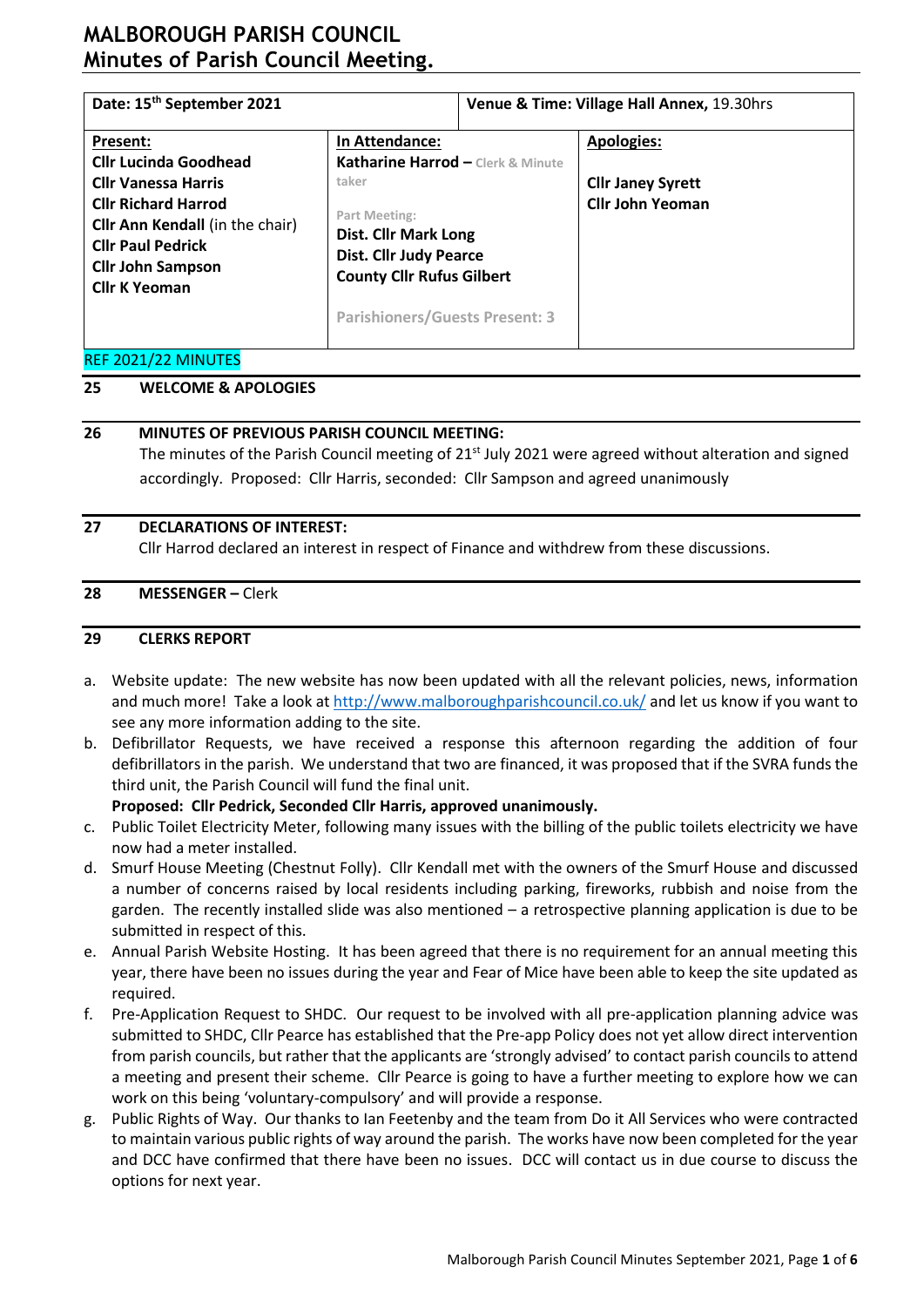# MALBOROUGH PARISH COUNCIL
# Minutes of Parish Council Meeting.

| Date: 15th September 2021 | | Venue & Time: **Village Hall Annex,** 19.30hrs |
|---|---|---|
| **Present:**<br>**Cllr Lucinda Goodhead**<br>**Cllr Vanessa Harris**<br>**Cllr Richard Harrod**<br>**Cllr Ann Kendall** (in the chair)<br>**Cllr Paul Pedrick**<br>**Cllr John Sampson**<br>**Cllr K Yeoman** | **In Attendance:**<br>**Katharine Harrod –** Clerk & Minute taker<br><br>Part Meeting:<br>**Dist. Cllr Mark Long**<br>**Dist. Cllr Judy Pearce**<br>**County Cllr Rufus Gilbert**<br><br>Parishioners/Guests Present: 3 | **Apologies:**<br><br>**Cllr Janey Syrett**<br>**Cllr John Yeoman** |

REF 2021/22 MINUTES

**25 WELCOME & APOLOGIES**

**26 MINUTES OF PREVIOUS PARISH COUNCIL MEETING:**

The minutes of the Parish Council meeting of 21st July 2021 were agreed without alteration and signed accordingly. Proposed: Cllr Harris, seconded: Cllr Sampson and agreed unanimously

**27 DECLARATIONS OF INTEREST:**

Cllr Harrod declared an interest in respect of Finance and withdrew from these discussions.

**28 MESSENGER –** Clerk

**29 CLERKS REPORT**

a. Website update: The new website has now been updated with all the relevant policies, news, information and much more! Take a look at http://www.malboroughparishcouncil.co.uk/ and let us know if you want to see any more information adding to the site.
b. Defibrillator Requests, we have received a response this afternoon regarding the addition of four defibrillators in the parish. We understand that two are financed, it was proposed that if the SVRA funds the third unit, the Parish Council will fund the final unit.
   **Proposed: Cllr Pedrick, Seconded Cllr Harris, approved unanimously.**
c. Public Toilet Electricity Meter, following many issues with the billing of the public toilets electricity we have now had a meter installed.
d. Smurf House Meeting (Chestnut Folly). Cllr Kendall met with the owners of the Smurf House and discussed a number of concerns raised by local residents including parking, fireworks, rubbish and noise from the garden. The recently installed slide was also mentioned – a retrospective planning application is due to be submitted in respect of this.
e. Annual Parish Website Hosting. It has been agreed that there is no requirement for an annual meeting this year, there have been no issues during the year and Fear of Mice have been able to keep the site updated as required.
f. Pre-Application Request to SHDC. Our request to be involved with all pre-application planning advice was submitted to SHDC, Cllr Pearce has established that the Pre-app Policy does not yet allow direct intervention from parish councils, but rather that the applicants are 'strongly advised' to contact parish councils to attend a meeting and present their scheme. Cllr Pearce is going to have a further meeting to explore how we can work on this being 'voluntary-compulsory' and will provide a response.
g. Public Rights of Way. Our thanks to Ian Feetenby and the team from Do it All Services who were contracted to maintain various public rights of way around the parish. The works have now been completed for the year and DCC have confirmed that there have been no issues. DCC will contact us in due course to discuss the options for next year.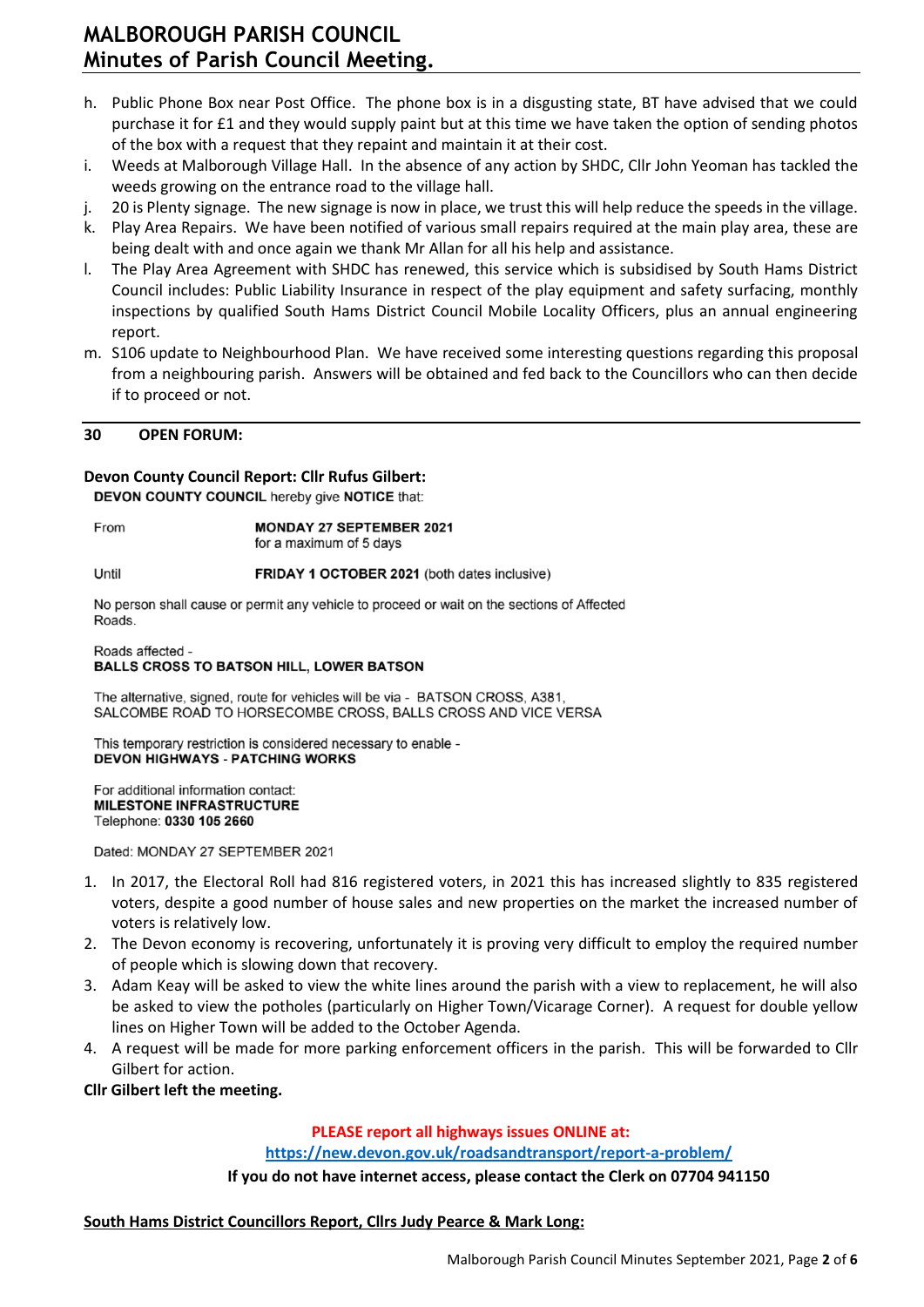h. Public Phone Box near Post Office. The phone box is in a disgusting state, BT have advised that we could purchase it for £1 and they would supply paint but at this time we have taken the option of sending photos of the box with a request that they repaint and maintain it at their cost.
i. Weeds at Malborough Village Hall. In the absence of any action by SHDC, Cllr John Yeoman has tackled the weeds growing on the entrance road to the village hall.
j. 20 is Plenty signage. The new signage is now in place, we trust this will help reduce the speeds in the village.
k. Play Area Repairs. We have been notified of various small repairs required at the main play area, these are being dealt with and once again we thank Mr Allan for all his help and assistance.
l. The Play Area Agreement with SHDC has renewed, this service which is subsidised by South Hams District Council includes: Public Liability Insurance in respect of the play equipment and safety surfacing, monthly inspections by qualified South Hams District Council Mobile Locality Officers, plus an annual engineering report.
m. S106 update to Neighbourhood Plan. We have received some interesting questions regarding this proposal from a neighbouring parish. Answers will be obtained and fed back to the Councillors who can then decide if to proceed or not.

## 30 OPEN FORUM:

**Devon County Council Report: Cllr Rufus Gilbert:**

**DEVON COUNTY COUNCIL** hereby give **NOTICE** that:

From **MONDAY 27 SEPTEMBER 2021** for a maximum of 5 days

Until **FRIDAY 1 OCTOBER 2021** (both dates inclusive)

No person shall cause or permit any vehicle to proceed or wait on the sections of Affected Roads.

Roads affected -
**BALLS CROSS TO BATSON HILL, LOWER BATSON**

The alternative, signed, route for vehicles will be via - BATSON CROSS, A381, SALCOMBE ROAD TO HORSECOMBE CROSS, BALLS CROSS AND VICE VERSA

This temporary restriction is considered necessary to enable -
**DEVON HIGHWAYS - PATCHING WORKS**

For additional information contact:
**MILESTONE INFRASTRUCTURE**
Telephone: **0330 105 2660**

Dated: MONDAY 27 SEPTEMBER 2021

1. In 2017, the Electoral Roll had 816 registered voters, in 2021 this has increased slightly to 835 registered voters, despite a good number of house sales and new properties on the market the increased number of voters is relatively low.
2. The Devon economy is recovering, unfortunately it is proving very difficult to employ the required number of people which is slowing down that recovery.
3. Adam Keay will be asked to view the white lines around the parish with a view to replacement, he will also be asked to view the potholes (particularly on Higher Town/Vicarage Corner). A request for double yellow lines on Higher Town will be added to the October Agenda.
4. A request will be made for more parking enforcement officers in the parish. This will be forwarded to Cllr Gilbert for action.

**Cllr Gilbert left the meeting.**

**PLEASE report all highways issues ONLINE at:**
**https://new.devon.gov.uk/roadsandtransport/report-a-problem/**
**If you do not have internet access, please contact the Clerk on 07704 941150**

**South Hams District Councillors Report, Cllrs Judy Pearce & Mark Long:**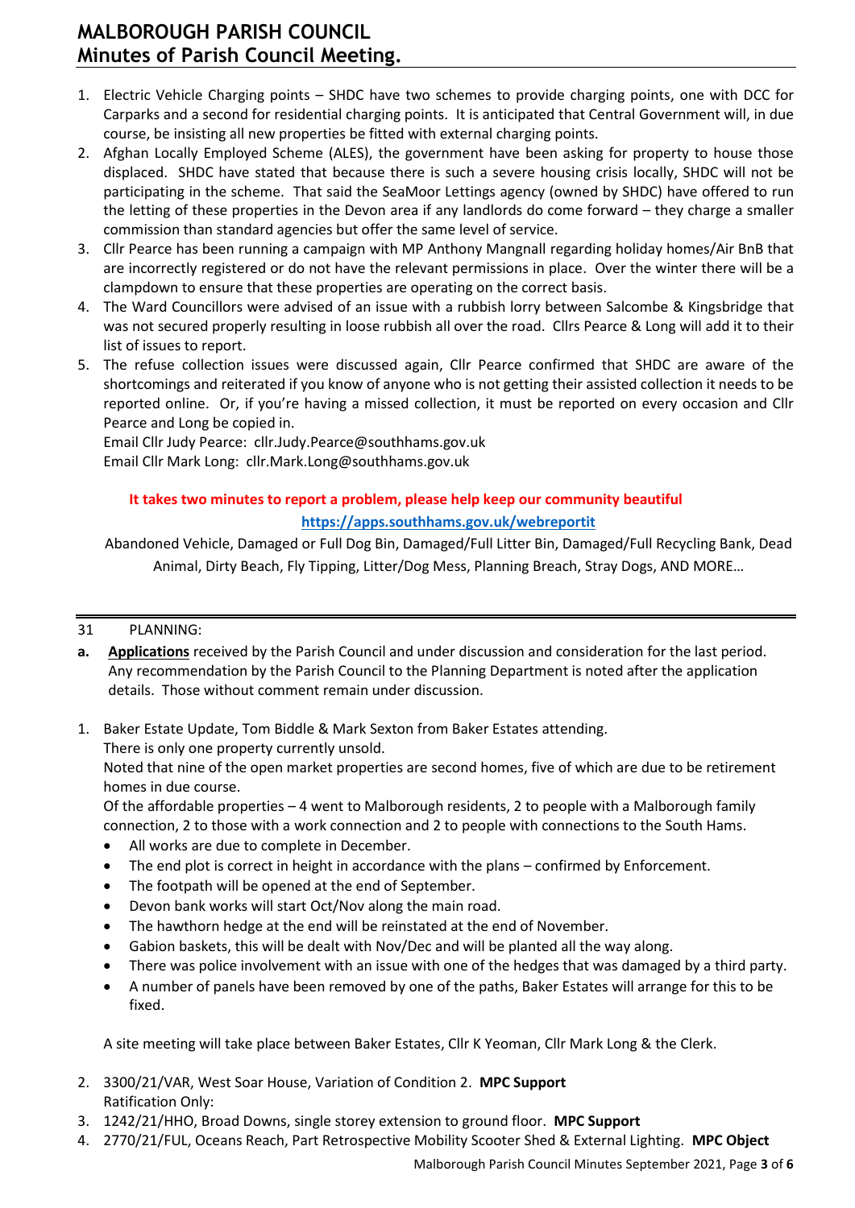1. Electric Vehicle Charging points – SHDC have two schemes to provide charging points, one with DCC for Carparks and a second for residential charging points. It is anticipated that Central Government will, in due course, be insisting all new properties be fitted with external charging points.
2. Afghan Locally Employed Scheme (ALES), the government have been asking for property to house those displaced. SHDC have stated that because there is such a severe housing crisis locally, SHDC will not be participating in the scheme. That said the SeaMoor Lettings agency (owned by SHDC) have offered to run the letting of these properties in the Devon area if any landlords do come forward – they charge a smaller commission than standard agencies but offer the same level of service.
3. Cllr Pearce has been running a campaign with MP Anthony Mangnall regarding holiday homes/Air BnB that are incorrectly registered or do not have the relevant permissions in place. Over the winter there will be a clampdown to ensure that these properties are operating on the correct basis.
4. The Ward Councillors were advised of an issue with a rubbish lorry between Salcombe & Kingsbridge that was not secured properly resulting in loose rubbish all over the road. Cllrs Pearce & Long will add it to their list of issues to report.
5. The refuse collection issues were discussed again, Cllr Pearce confirmed that SHDC are aware of the shortcomings and reiterated if you know of anyone who is not getting their assisted collection it needs to be reported online. Or, if you're having a missed collection, it must be reported on every occasion and Cllr Pearce and Long be copied in.
   Email Cllr Judy Pearce: cllr.Judy.Pearce@southhams.gov.uk
   Email Cllr Mark Long: cllr.Mark.Long@southhams.gov.uk

**It takes two minutes to report a problem, please help keep our community beautiful**

**https://apps.southhams.gov.uk/webreportit**

Abandoned Vehicle, Damaged or Full Dog Bin, Damaged/Full Litter Bin, Damaged/Full Recycling Bank, Dead Animal, Dirty Beach, Fly Tipping, Litter/Dog Mess, Planning Breach, Stray Dogs, AND MORE…

---

31 PLANNING:

**a.** **Applications** received by the Parish Council and under discussion and consideration for the last period. Any recommendation by the Parish Council to the Planning Department is noted after the application details. Those without comment remain under discussion.

1. Baker Estate Update, Tom Biddle & Mark Sexton from Baker Estates attending.
   There is only one property currently unsold.
   Noted that nine of the open market properties are second homes, five of which are due to be retirement homes in due course.
   Of the affordable properties – 4 went to Malborough residents, 2 to people with a Malborough family connection, 2 to those with a work connection and 2 to people with connections to the South Hams.
   - All works are due to complete in December.
   - The end plot is correct in height in accordance with the plans – confirmed by Enforcement.
   - The footpath will be opened at the end of September.
   - Devon bank works will start Oct/Nov along the main road.
   - The hawthorn hedge at the end will be reinstated at the end of November.
   - Gabion baskets, this will be dealt with Nov/Dec and will be planted all the way along.
   - There was police involvement with an issue with one of the hedges that was damaged by a third party.
   - A number of panels have been removed by one of the paths, Baker Estates will arrange for this to be fixed.

   A site meeting will take place between Baker Estates, Cllr K Yeoman, Cllr Mark Long & the Clerk.

2. 3300/21/VAR, West Soar House, Variation of Condition 2. **MPC Support**
   Ratification Only:
3. 1242/21/HHO, Broad Downs, single storey extension to ground floor. **MPC Support**
4. 2770/21/FUL, Oceans Reach, Part Retrospective Mobility Scooter Shed & External Lighting. **MPC Object**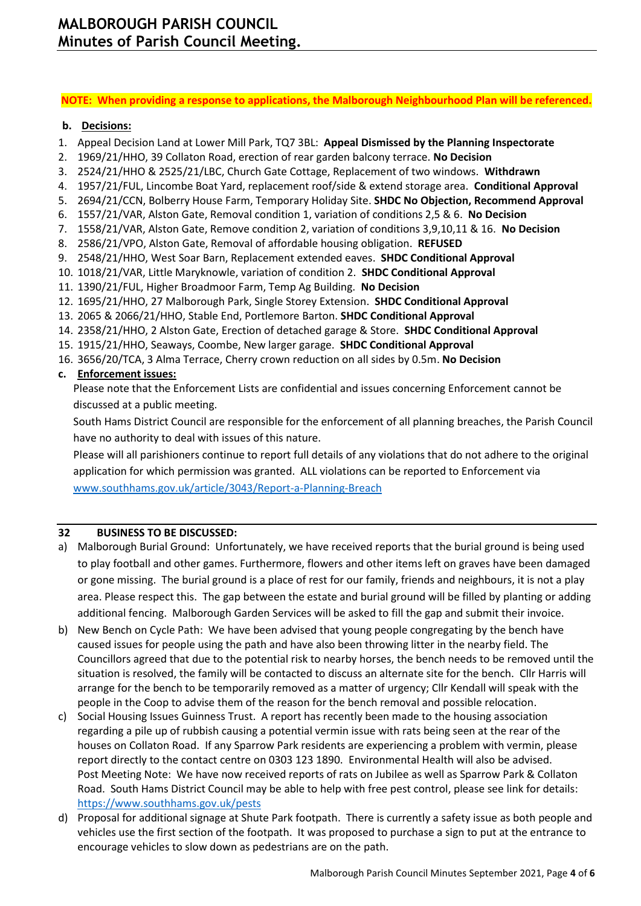**NOTE: When providing a response to applications, the Malborough Neighbourhood Plan will be referenced.**

**b. Decisions:**

1. Appeal Decision Land at Lower Mill Park, TQ7 3BL: **Appeal Dismissed by the Planning Inspectorate**
2. 1969/21/HHO, 39 Collaton Road, erection of rear garden balcony terrace. **No Decision**
3. 2524/21/HHO & 2525/21/LBC, Church Gate Cottage, Replacement of two windows. **Withdrawn**
4. 1957/21/FUL, Lincombe Boat Yard, replacement roof/side & extend storage area. **Conditional Approval**
5. 2694/21/CCN, Bolberry House Farm, Temporary Holiday Site. **SHDC No Objection, Recommend Approval**
6. 1557/21/VAR, Alston Gate, Removal condition 1, variation of conditions 2,5 & 6. **No Decision**
7. 1558/21/VAR, Alston Gate, Remove condition 2, variation of conditions 3,9,10,11 & 16. **No Decision**
8. 2586/21/VPO, Alston Gate, Removal of affordable housing obligation. **REFUSED**
9. 2548/21/HHO, West Soar Barn, Replacement extended eaves. **SHDC Conditional Approval**
10. 1018/21/VAR, Little Maryknowle, variation of condition 2. **SHDC Conditional Approval**
11. 1390/21/FUL, Higher Broadmoor Farm, Temp Ag Building. **No Decision**
12. 1695/21/HHO, 27 Malborough Park, Single Storey Extension. **SHDC Conditional Approval**
13. 2065 & 2066/21/HHO, Stable End, Portlemore Barton. **SHDC Conditional Approval**
14. 2358/21/HHO, 2 Alston Gate, Erection of detached garage & Store. **SHDC Conditional Approval**
15. 1915/21/HHO, Seaways, Coombe, New larger garage. **SHDC Conditional Approval**
16. 3656/20/TCA, 3 Alma Terrace, Cherry crown reduction on all sides by 0.5m. **No Decision**

**c. Enforcement issues:**

Please note that the Enforcement Lists are confidential and issues concerning Enforcement cannot be discussed at a public meeting.

South Hams District Council are responsible for the enforcement of all planning breaches, the Parish Council have no authority to deal with issues of this nature.

Please will all parishioners continue to report full details of any violations that do not adhere to the original application for which permission was granted. ALL violations can be reported to Enforcement via www.southhams.gov.uk/article/3043/Report-a-Planning-Breach

**32 BUSINESS TO BE DISCUSSED:**

a) Malborough Burial Ground: Unfortunately, we have received reports that the burial ground is being used to play football and other games. Furthermore, flowers and other items left on graves have been damaged or gone missing. The burial ground is a place of rest for our family, friends and neighbours, it is not a play area. Please respect this. The gap between the estate and burial ground will be filled by planting or adding additional fencing. Malborough Garden Services will be asked to fill the gap and submit their invoice.

b) New Bench on Cycle Path: We have been advised that young people congregating by the bench have caused issues for people using the path and have also been throwing litter in the nearby field. The Councillors agreed that due to the potential risk to nearby horses, the bench needs to be removed until the situation is resolved, the family will be contacted to discuss an alternate site for the bench. Cllr Harris will arrange for the bench to be temporarily removed as a matter of urgency; Cllr Kendall will speak with the people in the Coop to advise them of the reason for the bench removal and possible relocation.

c) Social Housing Issues Guinness Trust. A report has recently been made to the housing association regarding a pile up of rubbish causing a potential vermin issue with rats being seen at the rear of the houses on Collaton Road. If any Sparrow Park residents are experiencing a problem with vermin, please report directly to the contact centre on 0303 123 1890. Environmental Health will also be advised. Post Meeting Note: We have now received reports of rats on Jubilee as well as Sparrow Park & Collaton Road. South Hams District Council may be able to help with free pest control, please see link for details: https://www.southhams.gov.uk/pests

d) Proposal for additional signage at Shute Park footpath. There is currently a safety issue as both people and vehicles use the first section of the footpath. It was proposed to purchase a sign to put at the entrance to encourage vehicles to slow down as pedestrians are on the path.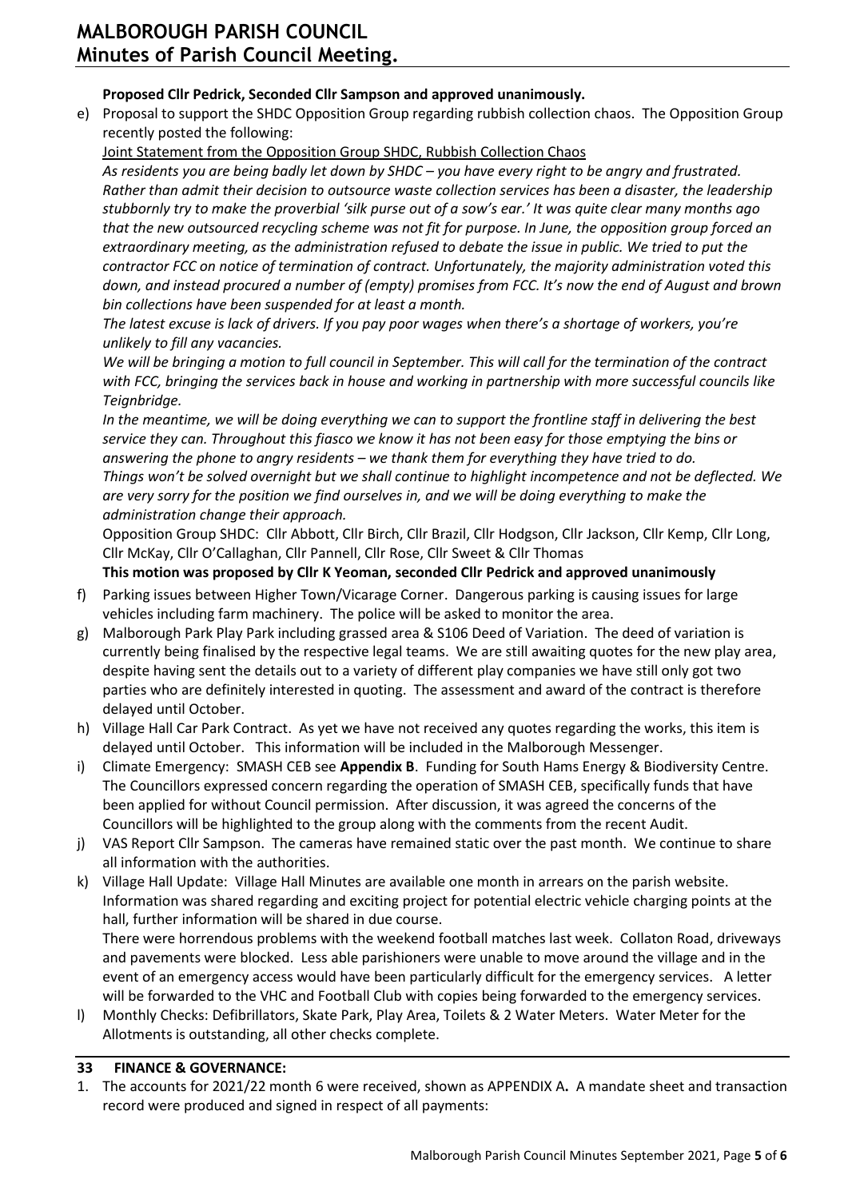**Proposed Cllr Pedrick, Seconded Cllr Sampson and approved unanimously.**

e) Proposal to support the SHDC Opposition Group regarding rubbish collection chaos. The Opposition Group recently posted the following:

Joint Statement from the Opposition Group SHDC, Rubbish Collection Chaos

*As residents you are being badly let down by SHDC – you have every right to be angry and frustrated. Rather than admit their decision to outsource waste collection services has been a disaster, the leadership stubbornly try to make the proverbial 'silk purse out of a sow's ear.' It was quite clear many months ago that the new outsourced recycling scheme was not fit for purpose. In June, the opposition group forced an extraordinary meeting, as the administration refused to debate the issue in public. We tried to put the contractor FCC on notice of termination of contract. Unfortunately, the majority administration voted this down, and instead procured a number of (empty) promises from FCC. It's now the end of August and brown bin collections have been suspended for at least a month.*

*The latest excuse is lack of drivers. If you pay poor wages when there's a shortage of workers, you're unlikely to fill any vacancies.*

*We will be bringing a motion to full council in September. This will call for the termination of the contract with FCC, bringing the services back in house and working in partnership with more successful councils like Teignbridge.*

*In the meantime, we will be doing everything we can to support the frontline staff in delivering the best service they can. Throughout this fiasco we know it has not been easy for those emptying the bins or answering the phone to angry residents – we thank them for everything they have tried to do.*

*Things won't be solved overnight but we shall continue to highlight incompetence and not be deflected. We are very sorry for the position we find ourselves in, and we will be doing everything to make the administration change their approach.*

Opposition Group SHDC: Cllr Abbott, Cllr Birch, Cllr Brazil, Cllr Hodgson, Cllr Jackson, Cllr Kemp, Cllr Long, Cllr McKay, Cllr O'Callaghan, Cllr Pannell, Cllr Rose, Cllr Sweet & Cllr Thomas

**This motion was proposed by Cllr K Yeoman, seconded Cllr Pedrick and approved unanimously**

f) Parking issues between Higher Town/Vicarage Corner. Dangerous parking is causing issues for large vehicles including farm machinery. The police will be asked to monitor the area.

g) Malborough Park Play Park including grassed area & S106 Deed of Variation. The deed of variation is currently being finalised by the respective legal teams. We are still awaiting quotes for the new play area, despite having sent the details out to a variety of different play companies we have still only got two parties who are definitely interested in quoting. The assessment and award of the contract is therefore delayed until October.

h) Village Hall Car Park Contract. As yet we have not received any quotes regarding the works, this item is delayed until October. This information will be included in the Malborough Messenger.

i) Climate Emergency: SMASH CEB see **Appendix B**. Funding for South Hams Energy & Biodiversity Centre. The Councillors expressed concern regarding the operation of SMASH CEB, specifically funds that have been applied for without Council permission. After discussion, it was agreed the concerns of the Councillors will be highlighted to the group along with the comments from the recent Audit.

j) VAS Report Cllr Sampson. The cameras have remained static over the past month. We continue to share all information with the authorities.

k) Village Hall Update: Village Hall Minutes are available one month in arrears on the parish website. Information was shared regarding and exciting project for potential electric vehicle charging points at the hall, further information will be shared in due course.
There were horrendous problems with the weekend football matches last week. Collaton Road, driveways and pavements were blocked. Less able parishioners were unable to move around the village and in the event of an emergency access would have been particularly difficult for the emergency services. A letter will be forwarded to the VHC and Football Club with copies being forwarded to the emergency services.

l) Monthly Checks: Defibrillators, Skate Park, Play Area, Toilets & 2 Water Meters. Water Meter for the Allotments is outstanding, all other checks complete.

## 33 FINANCE & GOVERNANCE:

1. The accounts for 2021/22 month 6 were received, shown as APPENDIX A**.** A mandate sheet and transaction record were produced and signed in respect of all payments: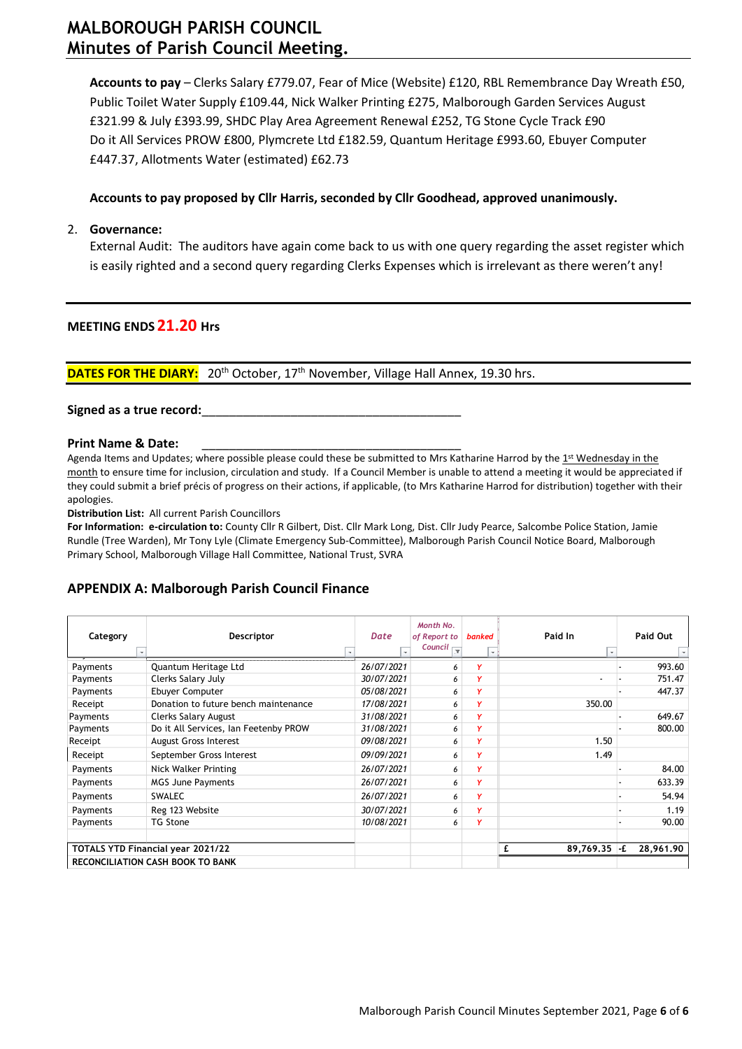**Accounts to pay** – Clerks Salary £779.07, Fear of Mice (Website) £120, RBL Remembrance Day Wreath £50, Public Toilet Water Supply £109.44, Nick Walker Printing £275, Malborough Garden Services August £321.99 & July £393.99, SHDC Play Area Agreement Renewal £252, TG Stone Cycle Track £90 Do it All Services PROW £800, Plymcrete Ltd £182.59, Quantum Heritage £993.60, Ebuyer Computer £447.37, Allotments Water (estimated) £62.73

**Accounts to pay proposed by Cllr Harris, seconded by Cllr Goodhead, approved unanimously.**

2. **Governance:**
   External Audit: The auditors have again come back to us with one query regarding the asset register which is easily righted and a second query regarding Clerks Expenses which is irrelevant as there weren't any!

**MEETING ENDS 21.20 Hrs**

**DATES FOR THE DIARY:** 20th October, 17th November, Village Hall Annex, 19.30 hrs.

**Signed as a true record:**________________________________________

**Print Name & Date:** ________________________________________

Agenda Items and Updates; where possible please could these be submitted to Mrs Katharine Harrod by the 1st Wednesday in the month to ensure time for inclusion, circulation and study. If a Council Member is unable to attend a meeting it would be appreciated if they could submit a brief précis of progress on their actions, if applicable, (to Mrs Katharine Harrod for distribution) together with their apologies.

**Distribution List:** All current Parish Councillors

**For Information: e-circulation to:** County Cllr R Gilbert, Dist. Cllr Mark Long, Dist. Cllr Judy Pearce, Salcombe Police Station, Jamie Rundle (Tree Warden), Mr Tony Lyle (Climate Emergency Sub-Committee), Malborough Parish Council Notice Board, Malborough Primary School, Malborough Village Hall Committee, National Trust, SVRA

## APPENDIX A: Malborough Parish Council Finance

| Category | Descriptor | Date | Month No. of Report to Council | banked | Paid In | Paid Out |
|---|---|---|---|---|---|---|
| Payments | Quantum Heritage Ltd | 26/07/2021 | 6 | Y | | - 993.60 |
| Payments | Clerks Salary July | 30/07/2021 | 6 | Y | - | - 751.47 |
| Payments | Ebuyer Computer | 05/08/2021 | 6 | Y | | - 447.37 |
| Receipt | Donation to future bench maintenance | 17/08/2021 | 6 | Y | 350.00 | |
| Payments | Clerks Salary August | 31/08/2021 | 6 | Y | | - 649.67 |
| Payments | Do it All Services, Ian Feetenby PROW | 31/08/2021 | 6 | Y | | - 800.00 |
| Receipt | August Gross Interest | 09/08/2021 | 6 | Y | 1.50 | |
| Receipt | September Gross Interest | 09/09/2021 | 6 | Y | 1.49 | |
| Payments | Nick Walker Printing | 26/07/2021 | 6 | Y | | - 84.00 |
| Payments | MGS June Payments | 26/07/2021 | 6 | Y | | - 633.39 |
| Payments | SWALEC | 26/07/2021 | 6 | Y | | - 54.94 |
| Payments | Reg 123 Website | 30/07/2021 | 6 | Y | | - 1.19 |
| Payments | TG Stone | 10/08/2021 | 6 | Y | | - 90.00 |
| | | | | | | |
| TOTALS YTD Financial year 2021/22 | | | | | £ 89,769.35 | -£ 28,961.90 |
| RECONCILIATION CASH BOOK TO BANK | | | | | | |